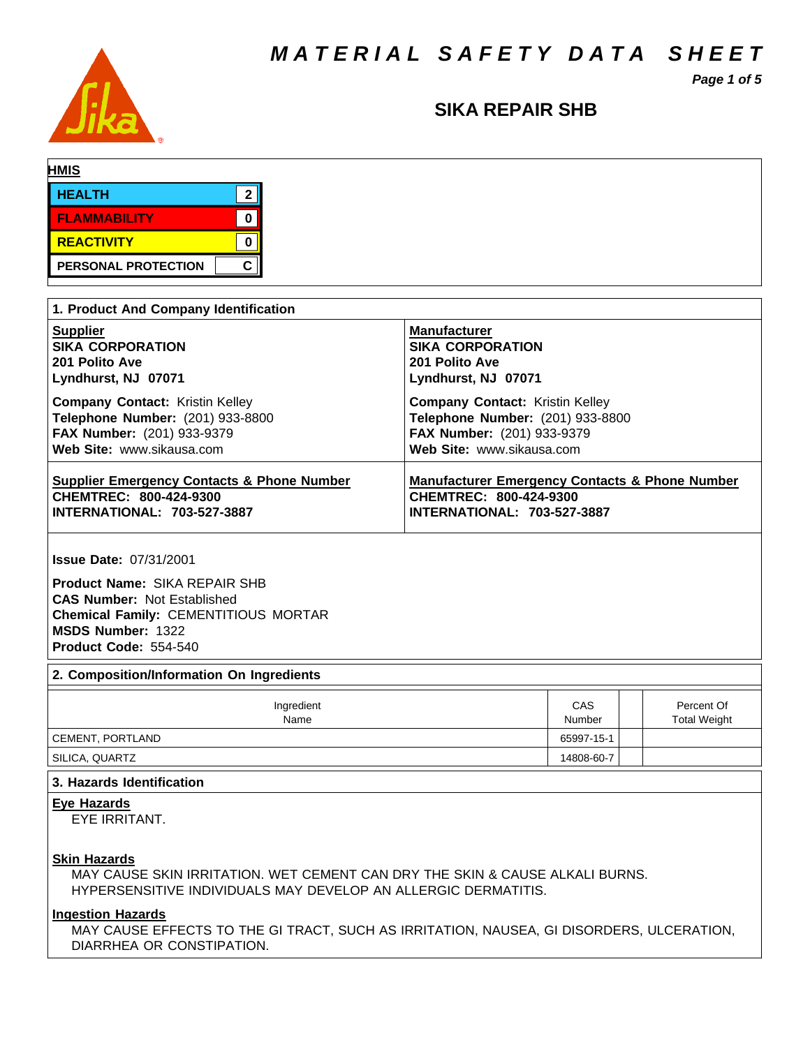# MATERIAL SAFETY DATA SHEET

## SIKA REPAIR SHB

**HMIS**

| | |
|---|---|
| HEALTH | 2 |
| FLAMMABILITY | 0 |
| REACTIVITY | 0 |
| PERSONAL PROTECTION | C |

### 1. Product And Company Identification

**Supplier**
**SIKA CORPORATION**
**201 Polito Ave**
**Lyndhurst, NJ 07071**

**Company Contact:** Kristin Kelley
**Telephone Number:** (201) 933-8800
**FAX Number:** (201) 933-9379
**Web Site:** www.sikausa.com

**Manufacturer**
**SIKA CORPORATION**
**201 Polito Ave**
**Lyndhurst, NJ 07071**

**Company Contact:** Kristin Kelley
**Telephone Number:** (201) 933-8800
**FAX Number:** (201) 933-9379
**Web Site:** www.sikausa.com

**Supplier Emergency Contacts & Phone Number**
**CHEMTREC: 800-424-9300**
**INTERNATIONAL: 703-527-3887**

**Manufacturer Emergency Contacts & Phone Number**
**CHEMTREC: 800-424-9300**
**INTERNATIONAL: 703-527-3887**

**Issue Date:** 07/31/2001

**Product Name:** SIKA REPAIR SHB
**CAS Number:** Not Established
**Chemical Family:** CEMENTITIOUS MORTAR
**MSDS Number:** 1322
**Product Code:** 554-540

### 2. Composition/Information On Ingredients

| Ingredient Name | CAS Number | | Percent Of Total Weight |
|---|---|---|---|
| CEMENT, PORTLAND | 65997-15-1 | | |
| SILICA, QUARTZ | 14808-60-7 | | |

### 3. Hazards Identification

**Eye Hazards**
EYE IRRITANT.

**Skin Hazards**
MAY CAUSE SKIN IRRITATION. WET CEMENT CAN DRY THE SKIN & CAUSE ALKALI BURNS. HYPERSENSITIVE INDIVIDUALS MAY DEVELOP AN ALLERGIC DERMATITIS.

**Ingestion Hazards**
MAY CAUSE EFFECTS TO THE GI TRACT, SUCH AS IRRITATION, NAUSEA, GI DISORDERS, ULCERATION, DIARRHEA OR CONSTIPATION.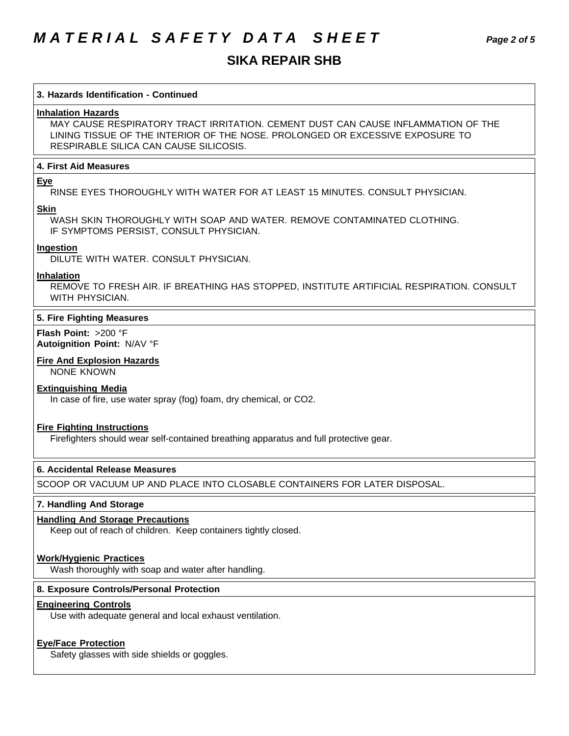## 3. Hazards Identification - Continued

### Inhalation Hazards

MAY CAUSE RESPIRATORY TRACT IRRITATION. CEMENT DUST CAN CAUSE INFLAMMATION OF THE LINING TISSUE OF THE INTERIOR OF THE NOSE. PROLONGED OR EXCESSIVE EXPOSURE TO RESPIRABLE SILICA CAN CAUSE SILICOSIS.

## 4. First Aid Measures

### Eye

RINSE EYES THOROUGHLY WITH WATER FOR AT LEAST 15 MINUTES. CONSULT PHYSICIAN.

### Skin

WASH SKIN THOROUGHLY WITH SOAP AND WATER. REMOVE CONTAMINATED CLOTHING. IF SYMPTOMS PERSIST, CONSULT PHYSICIAN.

### Ingestion

DILUTE WITH WATER. CONSULT PHYSICIAN.

### Inhalation

REMOVE TO FRESH AIR. IF BREATHING HAS STOPPED, INSTITUTE ARTIFICIAL RESPIRATION. CONSULT WITH PHYSICIAN.

## 5. Fire Fighting Measures

**Flash Point:** >200 °F
**Autoignition Point:** N/AV °F

### Fire And Explosion Hazards

NONE KNOWN

### Extinguishing Media

In case of fire, use water spray (fog) foam, dry chemical, or $CO_2$.

### Fire Fighting Instructions

Firefighters should wear self-contained breathing apparatus and full protective gear.

## 6. Accidental Release Measures

SCOOP OR VACUUM UP AND PLACE INTO CLOSABLE CONTAINERS FOR LATER DISPOSAL.

## 7. Handling And Storage

### Handling And Storage Precautions

Keep out of reach of children. Keep containers tightly closed.

### Work/Hygienic Practices

Wash thoroughly with soap and water after handling.

## 8. Exposure Controls/Personal Protection

### Engineering Controls

Use with adequate general and local exhaust ventilation.

### Eye/Face Protection

Safety glasses with side shields or goggles.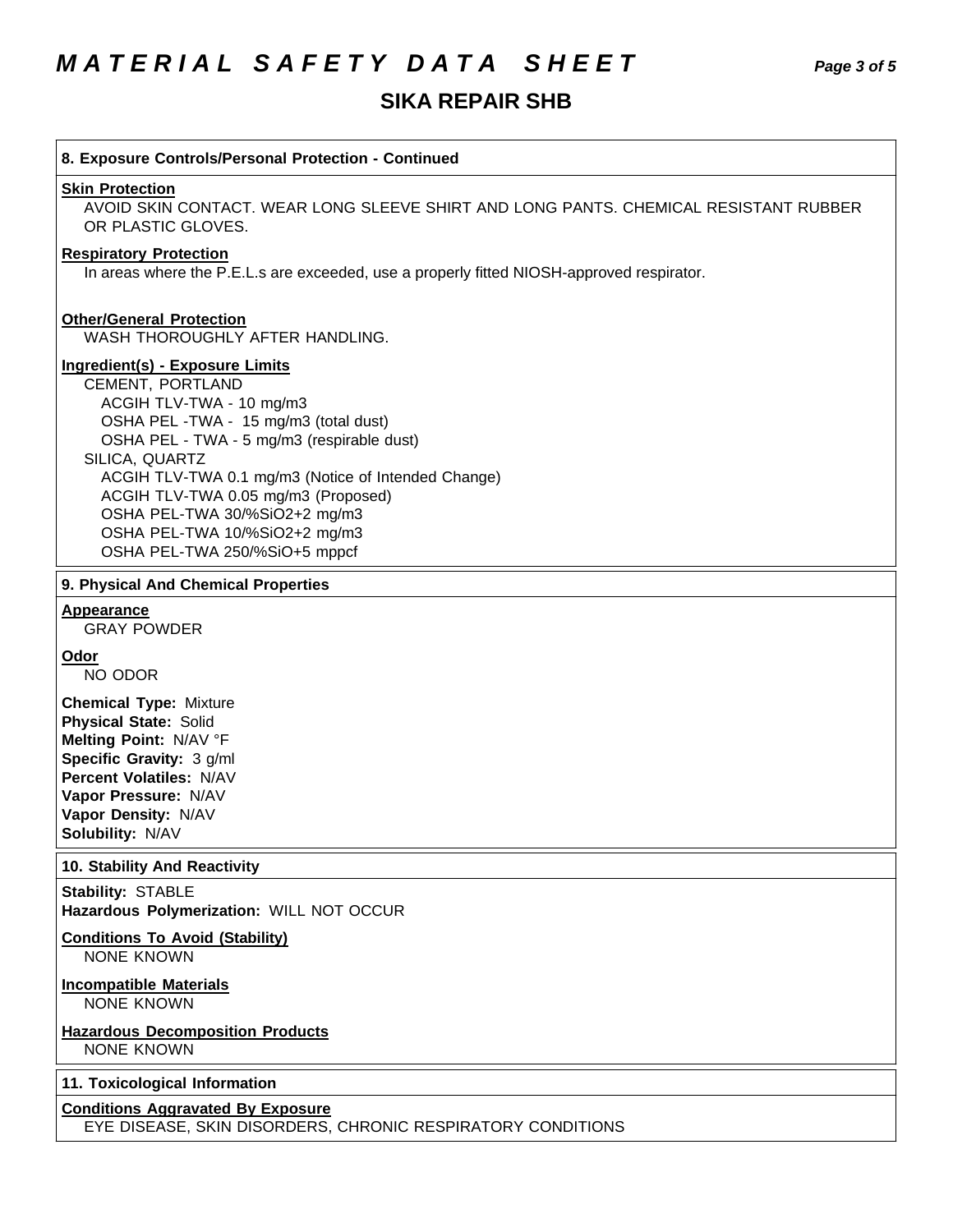# MATERIAL SAFETY DATA SHEET

## SIKA REPAIR SHB

### 8. Exposure Controls/Personal Protection - Continued

**Skin Protection**

AVOID SKIN CONTACT. WEAR LONG SLEEVE SHIRT AND LONG PANTS. CHEMICAL RESISTANT RUBBER OR PLASTIC GLOVES.

**Respiratory Protection**

In areas where the P.E.L.s are exceeded, use a properly fitted NIOSH-approved respirator.

**Other/General Protection**

WASH THOROUGHLY AFTER HANDLING.

**Ingredient(s) - Exposure Limits**

CEMENT, PORTLAND
- ACGIH TLV-TWA - 10 mg/m3
- OSHA PEL -TWA - 15 mg/m3 (total dust)
- OSHA PEL - TWA - 5 mg/m3 (respirable dust)

SILICA, QUARTZ
- ACGIH TLV-TWA 0.1 mg/m3 (Notice of Intended Change)
- ACGIH TLV-TWA 0.05 mg/m3 (Proposed)
- OSHA PEL-TWA 30/%SiO2+2 mg/m3
- OSHA PEL-TWA 10/%SiO2+2 mg/m3
- OSHA PEL-TWA 250/%SiO+5 mppcf

### 9. Physical And Chemical Properties

**Appearance**

GRAY POWDER

**Odor**

NO ODOR

**Chemical Type:** Mixture
**Physical State:** Solid
**Melting Point:** N/AV °F
**Specific Gravity:** 3 g/ml
**Percent Volatiles:** N/AV
**Vapor Pressure:** N/AV
**Vapor Density:** N/AV
**Solubility:** N/AV

### 10. Stability And Reactivity

**Stability:** STABLE
**Hazardous Polymerization:** WILL NOT OCCUR

**Conditions To Avoid (Stability)**

NONE KNOWN

**Incompatible Materials**

NONE KNOWN

**Hazardous Decomposition Products**

NONE KNOWN

### 11. Toxicological Information

**Conditions Aggravated By Exposure**

EYE DISEASE, SKIN DISORDERS, CHRONIC RESPIRATORY CONDITIONS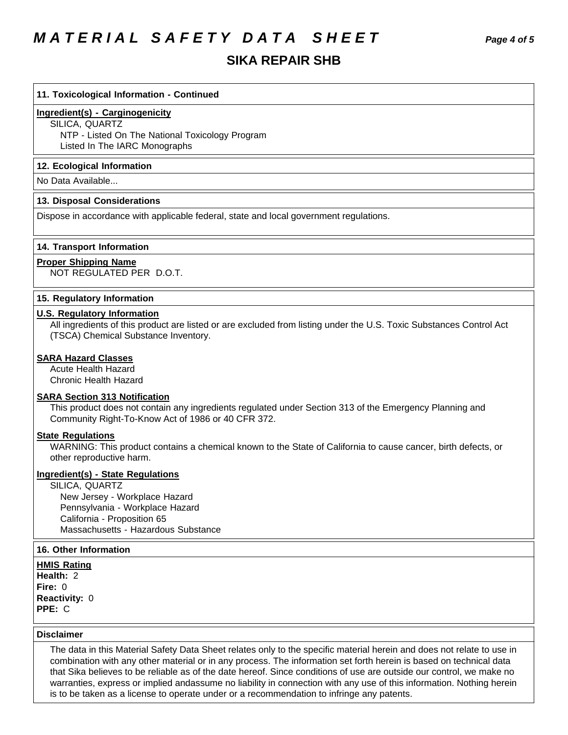## SIKA REPAIR SHB

### 11. Toxicological Information - Continued

**Ingredient(s) - Carginogenicity**

SILICA, QUARTZ
- NTP - Listed On The National Toxicology Program
- Listed In The IARC Monographs

### 12. Ecological Information

No Data Available...

### 13. Disposal Considerations

Dispose in accordance with applicable federal, state and local government regulations.

### 14. Transport Information

**Proper Shipping Name**

NOT REGULATED PER D.O.T.

### 15. Regulatory Information

**U.S. Regulatory Information**

All ingredients of this product are listed or are excluded from listing under the U.S. Toxic Substances Control Act (TSCA) Chemical Substance Inventory.

**SARA Hazard Classes**

Acute Health Hazard
Chronic Health Hazard

**SARA Section 313 Notification**

This product does not contain any ingredients regulated under Section 313 of the Emergency Planning and Community Right-To-Know Act of 1986 or 40 CFR 372.

**State Regulations**

WARNING: This product contains a chemical known to the State of California to cause cancer, birth defects, or other reproductive harm.

**Ingredient(s) - State Regulations**

SILICA, QUARTZ
- New Jersey - Workplace Hazard
- Pennsylvania - Workplace Hazard
- California - Proposition 65
- Massachusetts - Hazardous Substance

### 16. Other Information

**HMIS Rating**

**Health:** 2
**Fire:** 0
**Reactivity:** 0
**PPE:** C

### Disclaimer

The data in this Material Safety Data Sheet relates only to the specific material herein and does not relate to use in combination with any other material or in any process. The information set forth herein is based on technical data that Sika believes to be reliable as of the date hereof. Since conditions of use are outside our control, we make no warranties, express or implied andassume no liability in connection with any use of this information. Nothing herein is to be taken as a license to operate under or a recommendation to infringe any patents.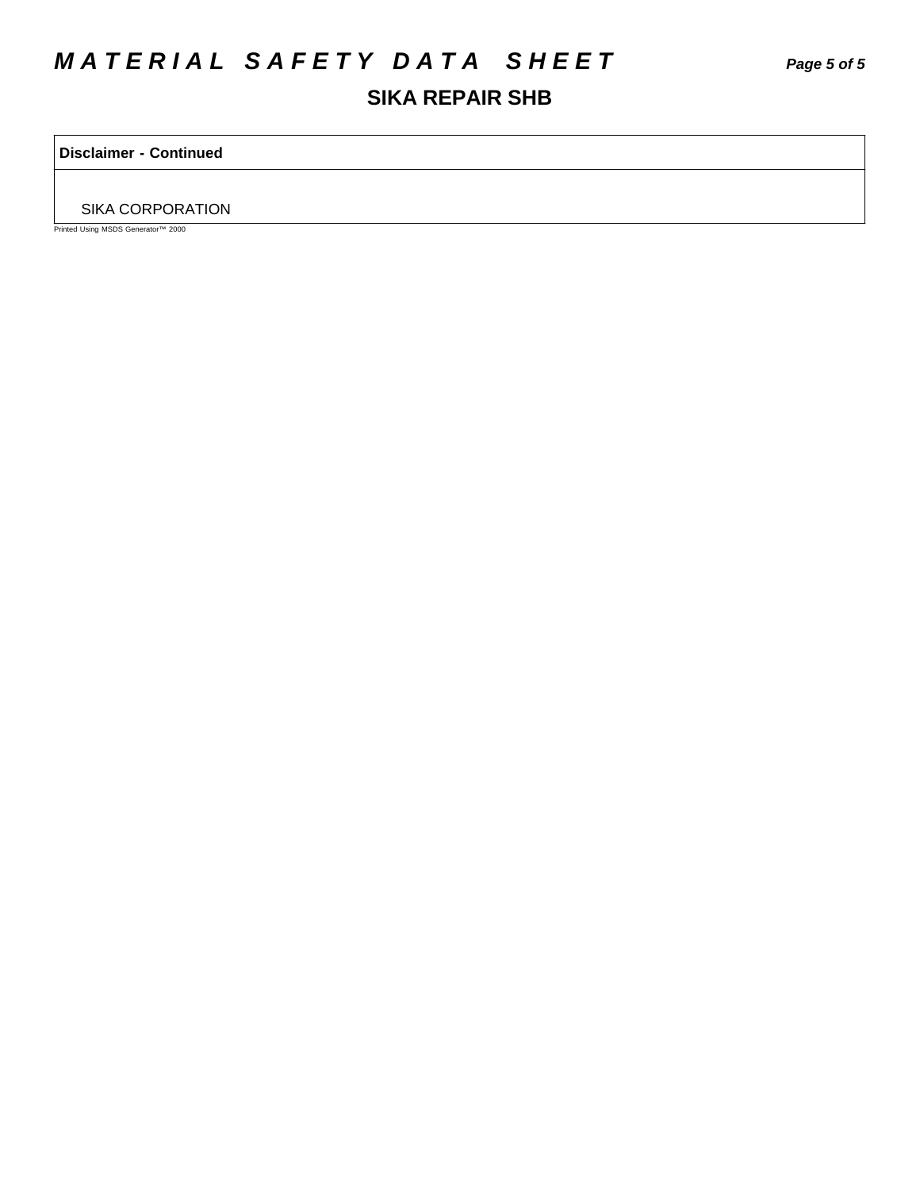**Disclaimer - Continued**

SIKA CORPORATION

Printed Using MSDS Generator™ 2000